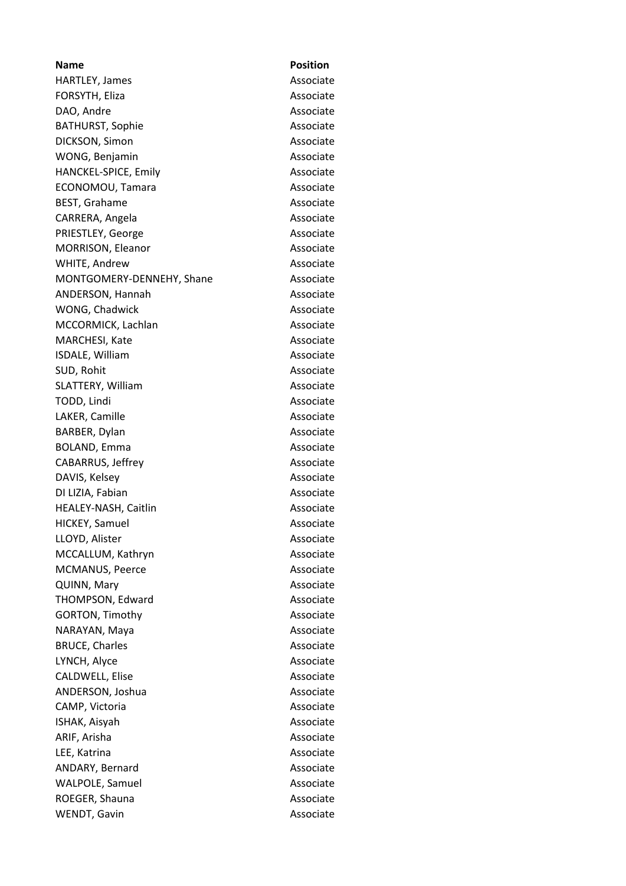| Name | Position |
| --- | --- |
| HARTLEY, James | Associate |
| FORSYTH, Eliza | Associate |
| DAO, Andre | Associate |
| BATHURST, Sophie | Associate |
| DICKSON, Simon | Associate |
| WONG, Benjamin | Associate |
| HANCKEL-SPICE, Emily | Associate |
| ECONOMOU, Tamara | Associate |
| BEST, Grahame | Associate |
| CARRERA, Angela | Associate |
| PRIESTLEY, George | Associate |
| MORRISON, Eleanor | Associate |
| WHITE, Andrew | Associate |
| MONTGOMERY-DENNEHY, Shane | Associate |
| ANDERSON, Hannah | Associate |
| WONG, Chadwick | Associate |
| MCCORMICK, Lachlan | Associate |
| MARCHESI, Kate | Associate |
| ISDALE, William | Associate |
| SUD, Rohit | Associate |
| SLATTERY, William | Associate |
| TODD, Lindi | Associate |
| LAKER, Camille | Associate |
| BARBER, Dylan | Associate |
| BOLAND, Emma | Associate |
| CABARRUS, Jeffrey | Associate |
| DAVIS, Kelsey | Associate |
| DI LIZIA, Fabian | Associate |
| HEALEY-NASH, Caitlin | Associate |
| HICKEY, Samuel | Associate |
| LLOYD, Alister | Associate |
| MCCALLUM, Kathryn | Associate |
| MCMANUS, Peerce | Associate |
| QUINN, Mary | Associate |
| THOMPSON, Edward | Associate |
| GORTON, Timothy | Associate |
| NARAYAN, Maya | Associate |
| BRUCE, Charles | Associate |
| LYNCH, Alyce | Associate |
| CALDWELL, Elise | Associate |
| ANDERSON, Joshua | Associate |
| CAMP, Victoria | Associate |
| ISHAK, Aisyah | Associate |
| ARIF, Arisha | Associate |
| LEE, Katrina | Associate |
| ANDARY, Bernard | Associate |
| WALPOLE, Samuel | Associate |
| ROEGER, Shauna | Associate |
| WENDT, Gavin | Associate |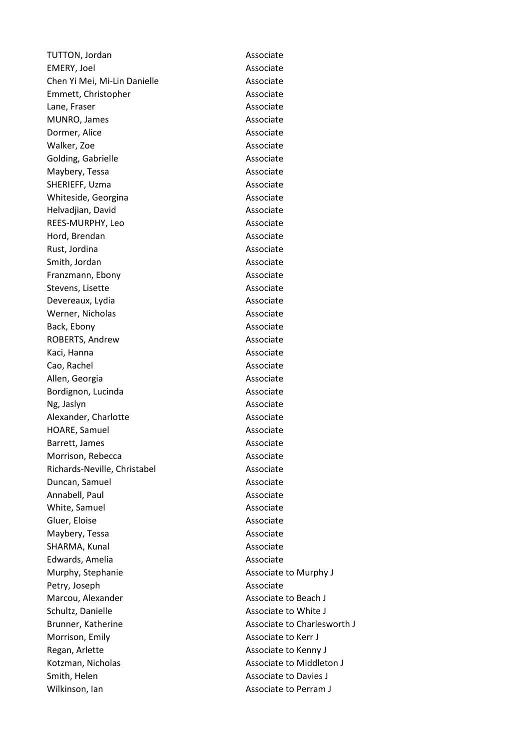| | |
|---|---|
| TUTTON, Jordan | Associate |
| EMERY, Joel | Associate |
| Chen Yi Mei, Mi-Lin Danielle | Associate |
| Emmett, Christopher | Associate |
| Lane, Fraser | Associate |
| MUNRO, James | Associate |
| Dormer, Alice | Associate |
| Walker, Zoe | Associate |
| Golding, Gabrielle | Associate |
| Maybery, Tessa | Associate |
| SHERIEFF, Uzma | Associate |
| Whiteside, Georgina | Associate |
| Helvadjian, David | Associate |
| REES-MURPHY, Leo | Associate |
| Hord, Brendan | Associate |
| Rust, Jordina | Associate |
| Smith, Jordan | Associate |
| Franzmann, Ebony | Associate |
| Stevens, Lisette | Associate |
| Devereaux, Lydia | Associate |
| Werner, Nicholas | Associate |
| Back, Ebony | Associate |
| ROBERTS, Andrew | Associate |
| Kaci, Hanna | Associate |
| Cao, Rachel | Associate |
| Allen, Georgia | Associate |
| Bordignon, Lucinda | Associate |
| Ng, Jaslyn | Associate |
| Alexander, Charlotte | Associate |
| HOARE, Samuel | Associate |
| Barrett, James | Associate |
| Morrison, Rebecca | Associate |
| Richards-Neville, Christabel | Associate |
| Duncan, Samuel | Associate |
| Annabell, Paul | Associate |
| White, Samuel | Associate |
| Gluer, Eloise | Associate |
| Maybery, Tessa | Associate |
| SHARMA, Kunal | Associate |
| Edwards, Amelia | Associate |
| Murphy, Stephanie | Associate to Murphy J |
| Petry, Joseph | Associate |
| Marcou, Alexander | Associate to Beach J |
| Schultz, Danielle | Associate to White J |
| Brunner, Katherine | Associate to Charlesworth J |
| Morrison, Emily | Associate to Kerr J |
| Regan, Arlette | Associate to Kenny J |
| Kotzman, Nicholas | Associate to Middleton J |
| Smith, Helen | Associate to Davies J |
| Wilkinson, Ian | Associate to Perram J |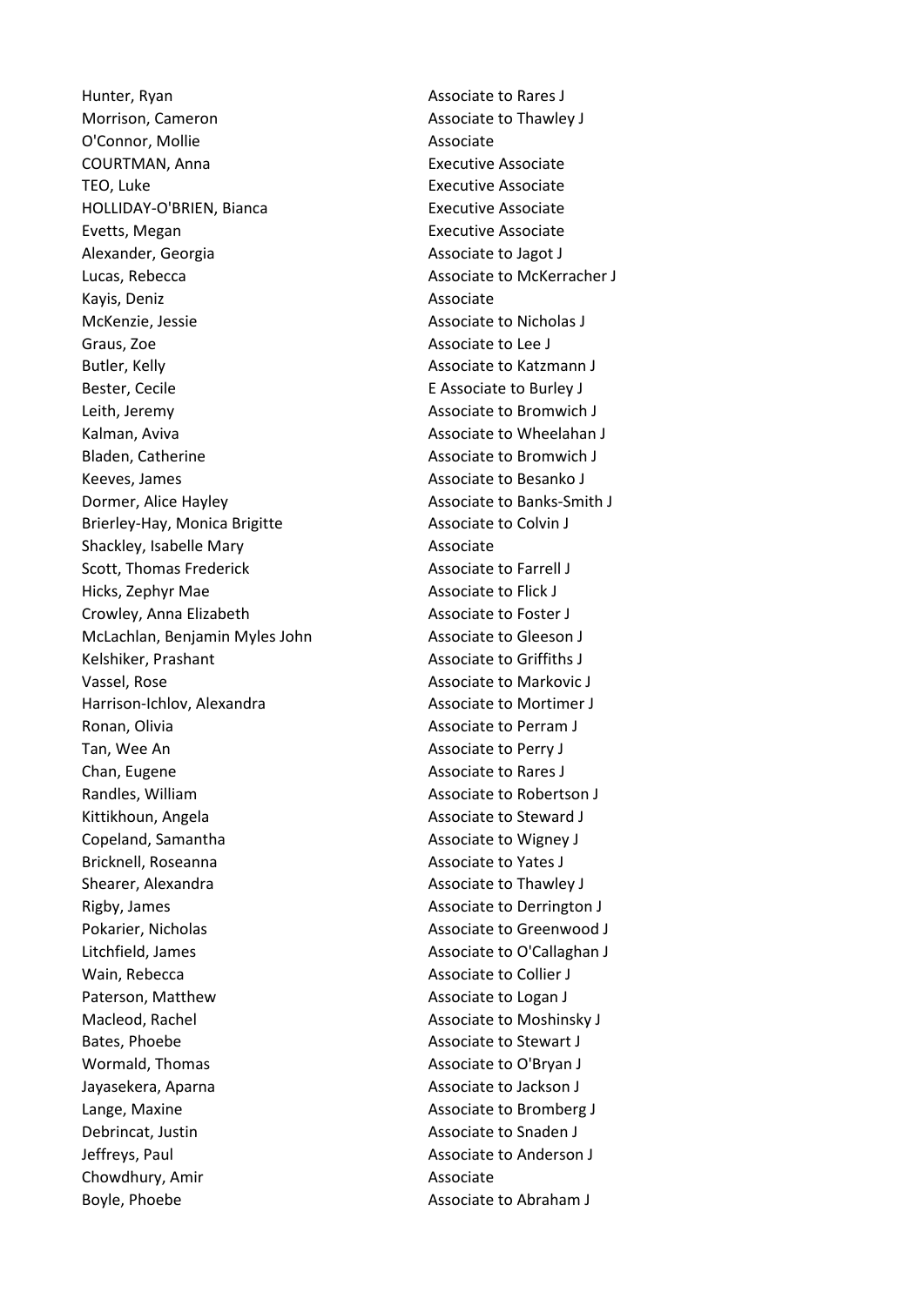| | |
|---|---|
| Hunter, Ryan | Associate to Rares J |
| Morrison, Cameron | Associate to Thawley J |
| O'Connor, Mollie | Associate |
| COURTMAN, Anna | Executive Associate |
| TEO, Luke | Executive Associate |
| HOLLIDAY-O'BRIEN, Bianca | Executive Associate |
| Evetts, Megan | Executive Associate |
| Alexander, Georgia | Associate to Jagot J |
| Lucas, Rebecca | Associate to McKerracher J |
| Kayis, Deniz | Associate |
| McKenzie, Jessie | Associate to Nicholas J |
| Graus, Zoe | Associate to Lee J |
| Butler, Kelly | Associate to Katzmann J |
| Bester, Cecile | E Associate to Burley J |
| Leith, Jeremy | Associate to Bromwich J |
| Kalman, Aviva | Associate to Wheelahan J |
| Bladen, Catherine | Associate to Bromwich J |
| Keeves, James | Associate to Besanko J |
| Dormer, Alice Hayley | Associate to Banks-Smith J |
| Brierley-Hay, Monica Brigitte | Associate to Colvin J |
| Shackley, Isabelle Mary | Associate |
| Scott, Thomas Frederick | Associate to Farrell J |
| Hicks, Zephyr Mae | Associate to Flick J |
| Crowley, Anna Elizabeth | Associate to Foster J |
| McLachlan, Benjamin Myles John | Associate to Gleeson J |
| Kelshiker, Prashant | Associate to Griffiths J |
| Vassel, Rose | Associate to Markovic J |
| Harrison-Ichlov, Alexandra | Associate to Mortimer J |
| Ronan, Olivia | Associate to Perram J |
| Tan, Wee An | Associate to Perry J |
| Chan, Eugene | Associate to Rares J |
| Randles, William | Associate to Robertson J |
| Kittikhoun, Angela | Associate to Steward J |
| Copeland, Samantha | Associate to Wigney J |
| Bricknell, Roseanna | Associate to Yates J |
| Shearer, Alexandra | Associate to Thawley J |
| Rigby, James | Associate to Derrington J |
| Pokarier, Nicholas | Associate to Greenwood J |
| Litchfield, James | Associate to O'Callaghan J |
| Wain, Rebecca | Associate to Collier J |
| Paterson, Matthew | Associate to Logan J |
| Macleod, Rachel | Associate to Moshinsky J |
| Bates, Phoebe | Associate to Stewart J |
| Wormald, Thomas | Associate to O'Bryan J |
| Jayasekera, Aparna | Associate to Jackson J |
| Lange, Maxine | Associate to Bromberg J |
| Debrincat, Justin | Associate to Snaden J |
| Jeffreys, Paul | Associate to Anderson J |
| Chowdhury, Amir | Associate |
| Boyle, Phoebe | Associate to Abraham J |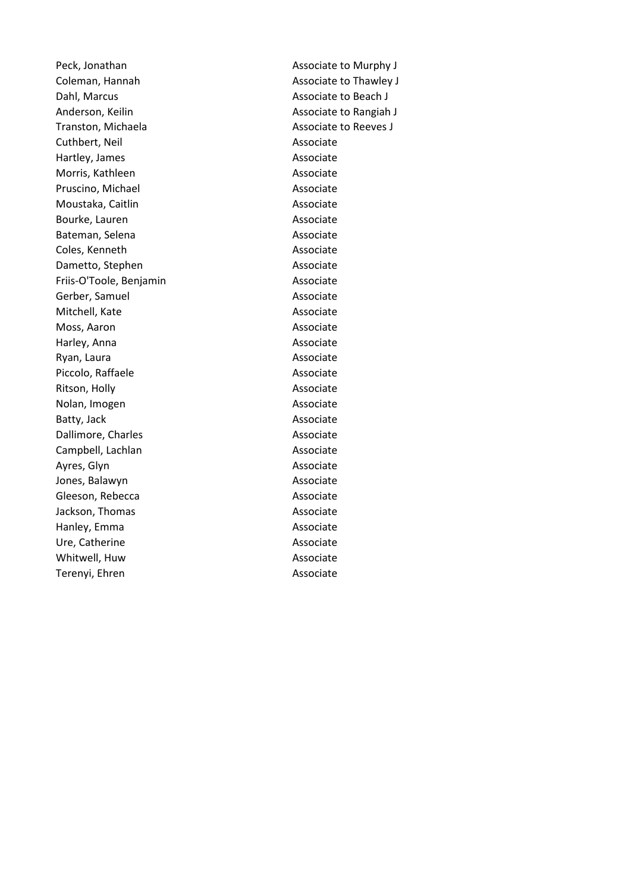| | |
|---|---|
| Peck, Jonathan | Associate to Murphy J |
| Coleman, Hannah | Associate to Thawley J |
| Dahl, Marcus | Associate to Beach J |
| Anderson, Keilin | Associate to Rangiah J |
| Transton, Michaela | Associate to Reeves J |
| Cuthbert, Neil | Associate |
| Hartley, James | Associate |
| Morris, Kathleen | Associate |
| Pruscino, Michael | Associate |
| Moustaka, Caitlin | Associate |
| Bourke, Lauren | Associate |
| Bateman, Selena | Associate |
| Coles, Kenneth | Associate |
| Dametto, Stephen | Associate |
| Friis-O'Toole, Benjamin | Associate |
| Gerber, Samuel | Associate |
| Mitchell, Kate | Associate |
| Moss, Aaron | Associate |
| Harley, Anna | Associate |
| Ryan, Laura | Associate |
| Piccolo, Raffaele | Associate |
| Ritson, Holly | Associate |
| Nolan, Imogen | Associate |
| Batty, Jack | Associate |
| Dallimore, Charles | Associate |
| Campbell, Lachlan | Associate |
| Ayres, Glyn | Associate |
| Jones, Balawyn | Associate |
| Gleeson, Rebecca | Associate |
| Jackson, Thomas | Associate |
| Hanley, Emma | Associate |
| Ure, Catherine | Associate |
| Whitwell, Huw | Associate |
| Terenyi, Ehren | Associate |